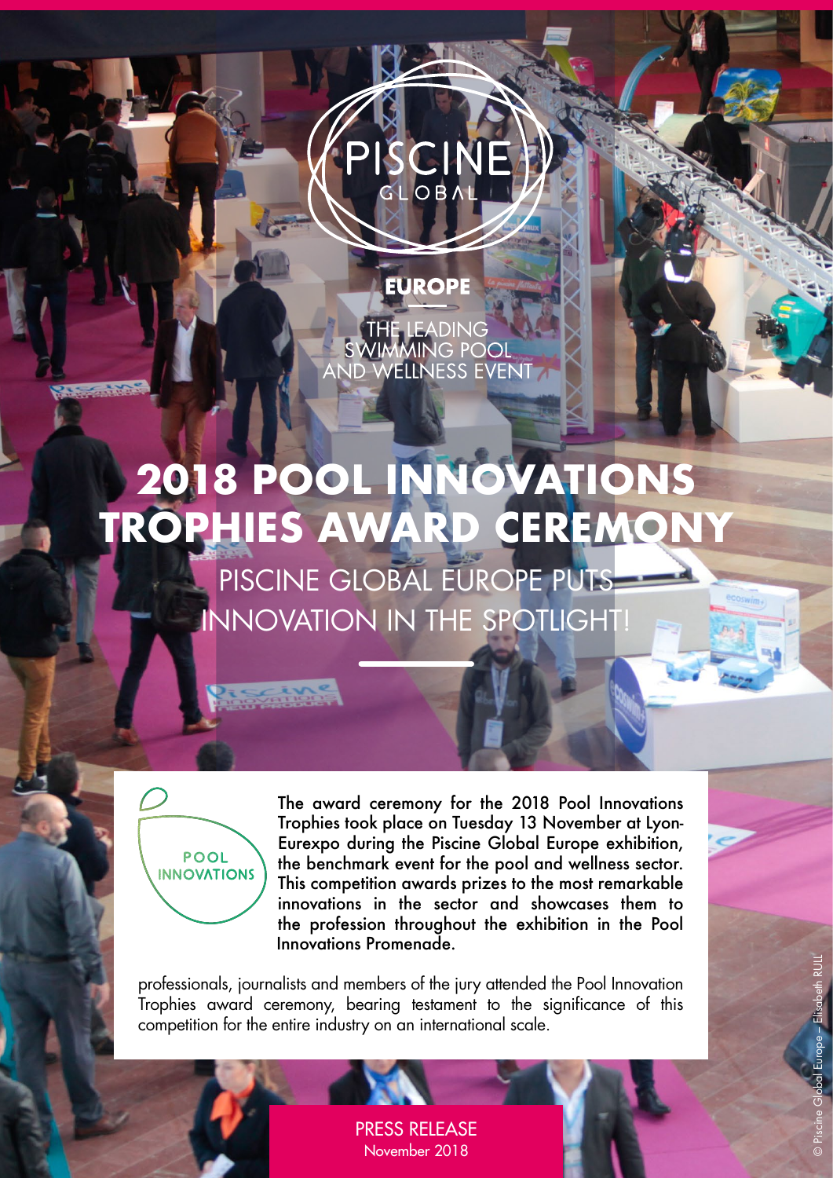PISCINE GLOBAL

EUROPE

THE LEADING SWIMMING POOL AND WELLNESS EVENT

# 2018 POOL INNOVATIONS TROPHIES AWARD CEREMONY

## PISCINE GLOBAL EUROPE PUTS INNOVATION IN THE SPOTLIGHT!

POOL INNOVATIONS

**The award ceremony for the 2018 Pool Innovations Trophies took place on Tuesday 13 November at Lyon-Eurexpo during the Piscine Global Europe exhibition, the benchmark event for the pool and wellness sector. This competition awards prizes to the most remarkable innovations in the sector and showcases them to the profession throughout the exhibition in the Pool Innovations Promenade.**

professionals, journalists and members of the jury attended the Pool Innovation Trophies award ceremony, bearing testament to the significance of this competition for the entire industry on an international scale.

PRESS RELEASE
November 2018

© Piscine Global Europe – Elisabeth RULL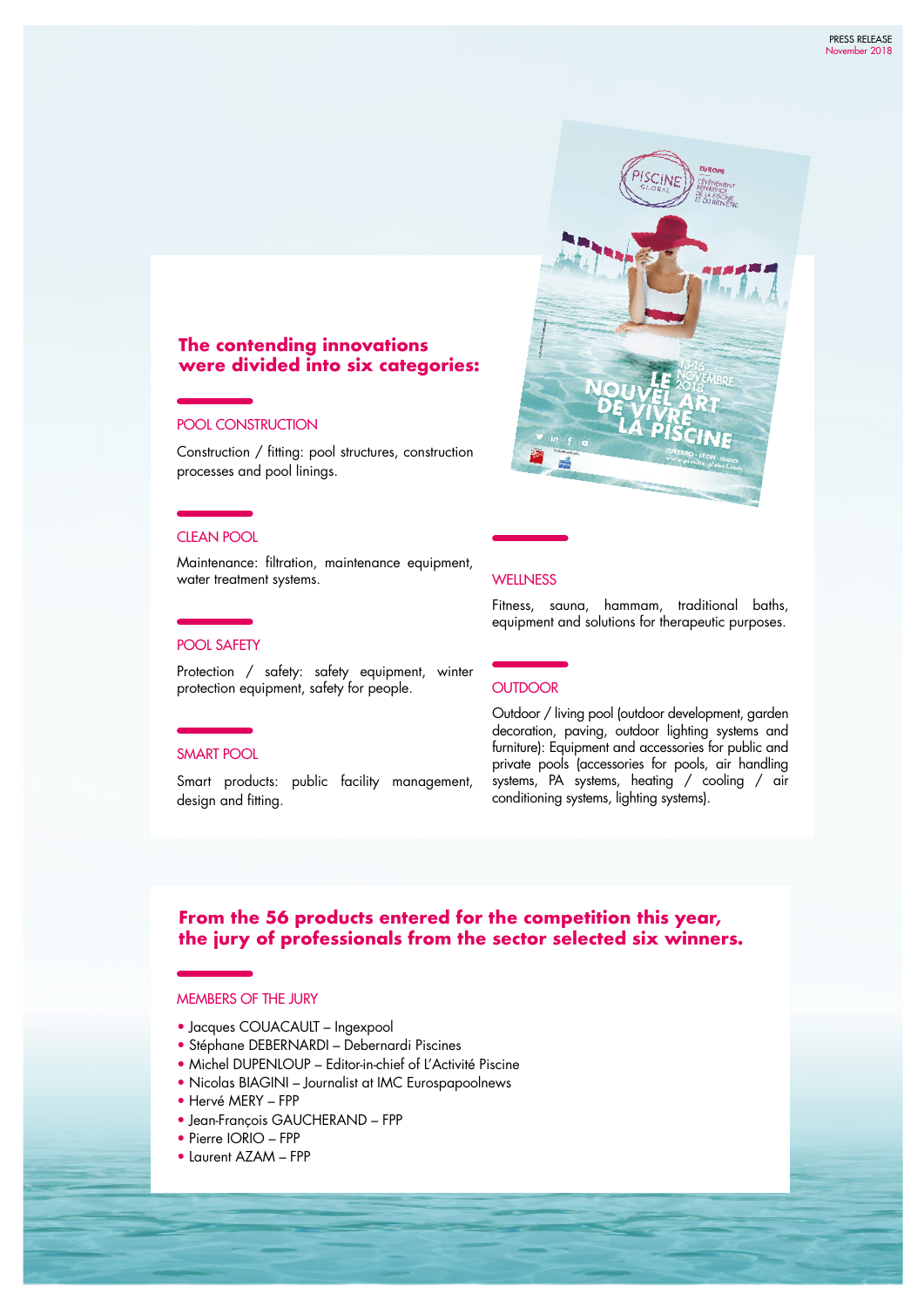## The contending innovations were divided into six categories:

### POOL CONSTRUCTION

Construction / fitting: pool structures, construction processes and pool linings.

### CLEAN POOL

Maintenance: filtration, maintenance equipment, water treatment systems.

### POOL SAFETY

Protection / safety: safety equipment, winter protection equipment, safety for people.

### SMART POOL

Smart products: public facility management, design and fitting.

### WELLNESS

Fitness, sauna, hammam, traditional baths, equipment and solutions for therapeutic purposes.

### OUTDOOR

Outdoor / living pool (outdoor development, garden decoration, paving, outdoor lighting systems and furniture): Equipment and accessories for public and private pools (accessories for pools, air handling systems, PA systems, heating / cooling / air conditioning systems, lighting systems).

## From the 56 products entered for the competition this year, the jury of professionals from the sector selected six winners.

### MEMBERS OF THE JURY

- Jacques COUACAULT – Ingexpool
- Stéphane DEBERNARDI – Debernardi Piscines
- Michel DUPENLOUP – Editor-in-chief of L'Activité Piscine
- Nicolas BIAGINI – Journalist at IMC Eurospapoolnews
- Hervé MERY – FPP
- Jean-François GAUCHERAND – FPP
- Pierre IORIO – FPP
- Laurent AZAM – FPP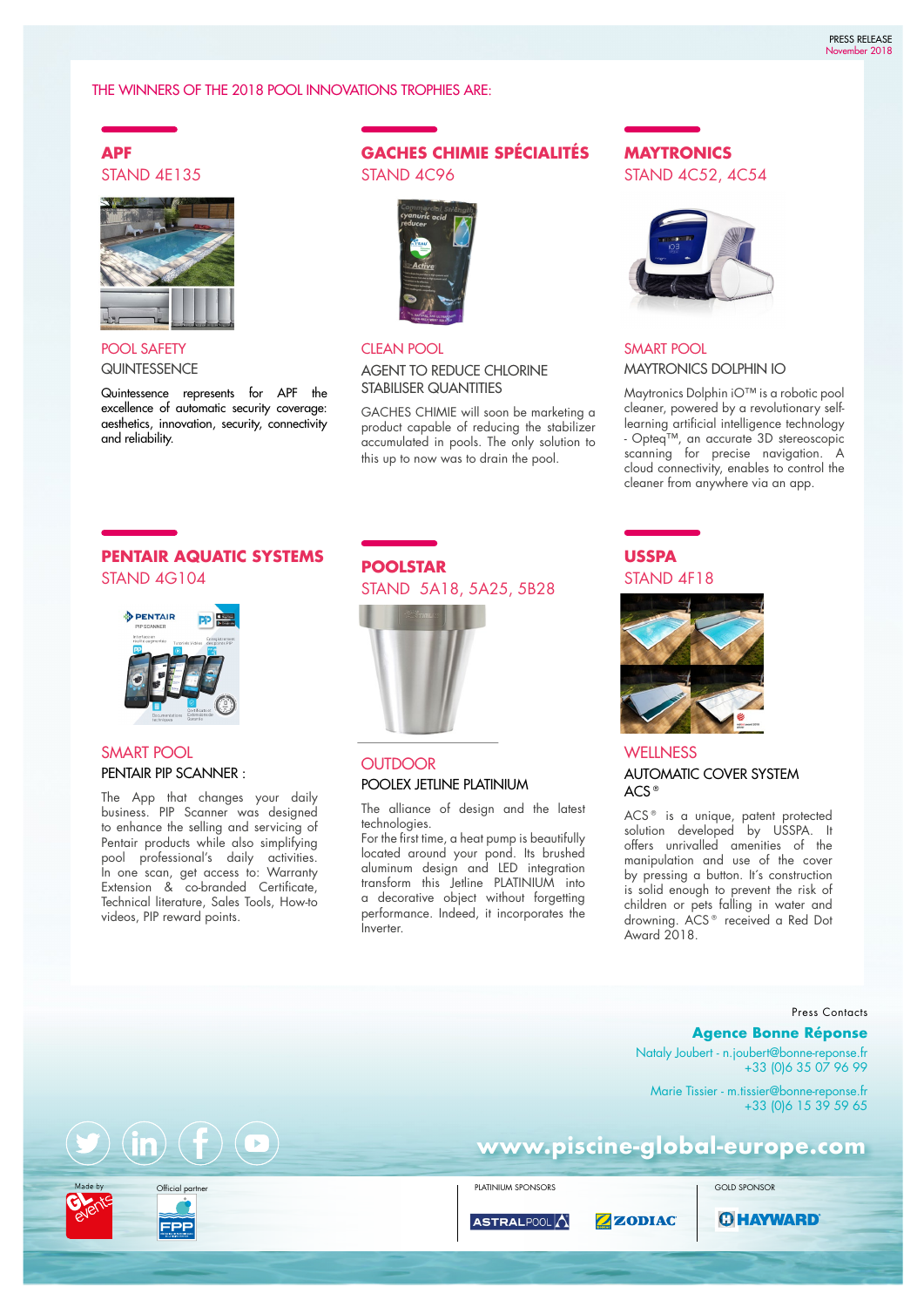PRESS RELEASE
November 2018

## THE WINNERS OF THE 2018 POOL INNOVATIONS TROPHIES ARE:

### APF
STAND 4E135

POOL SAFETY

QUINTESSENCE

Quintessence represents for APF the excellence of automatic security coverage: aesthetics, innovation, security, connectivity and reliability.

### GACHES CHIMIE SPÉCIALITÉS
STAND 4C96

CLEAN POOL

AGENT TO REDUCE CHLORINE STABILISER QUANTITIES

GACHES CHIMIE will soon be marketing a product capable of reducing the stabilizer accumulated in pools. The only solution to this up to now was to drain the pool.

### MAYTRONICS
STAND 4C52, 4C54

SMART POOL

MAYTRONICS DOLPHIN IO

Maytronics Dolphin iO™ is a robotic pool cleaner, powered by a revolutionary self-learning artificial intelligence technology - Opteq™, an accurate 3D stereoscopic scanning for precise navigation. A cloud connectivity, enables to control the cleaner from anywhere via an app.

### PENTAIR AQUATIC SYSTEMS
STAND 4G104

SMART POOL

PENTAIR PIP SCANNER :

The App that changes your daily business. PIP Scanner was designed to enhance the selling and servicing of Pentair products while also simplifying pool professional's daily activities. In one scan, get access to: Warranty Extension & co-branded Certificate, Technical literature, Sales Tools, How-to videos, PIP reward points.

### POOLSTAR
STAND 5A18, 5A25, 5B28

OUTDOOR

POOLEX JETLINE PLATINIUM

The alliance of design and the latest technologies.
For the first time, a heat pump is beautifully located around your pond. Its brushed aluminum design and LED integration transform this Jetline PLATINIUM into a decorative object without forgetting performance. Indeed, it incorporates the Inverter.

### USSPA
STAND 4F18

WELLNESS

AUTOMATIC COVER SYSTEM ACS®

ACS® is a unique, patent protected solution developed by USSPA. It offers unrivalled amenities of the manipulation and use of the cover by pressing a button. It's construction is solid enough to prevent the risk of children or pets falling in water and drowning. ACS® received a Red Dot Award 2018.

Press Contacts

**Agence Bonne Réponse**

Nataly Joubert - n.joubert@bonne-reponse.fr
+33 (0)6 35 07 96 99

Marie Tissier - m.tissier@bonne-reponse.fr
+33 (0)6 15 39 59 65

www.piscine-global-europe.com

Made by GL events | Official partner FPP | PLATINIUM SPONSORS ASTRALPOOL ZODIAC | GOLD SPONSOR HAYWARD